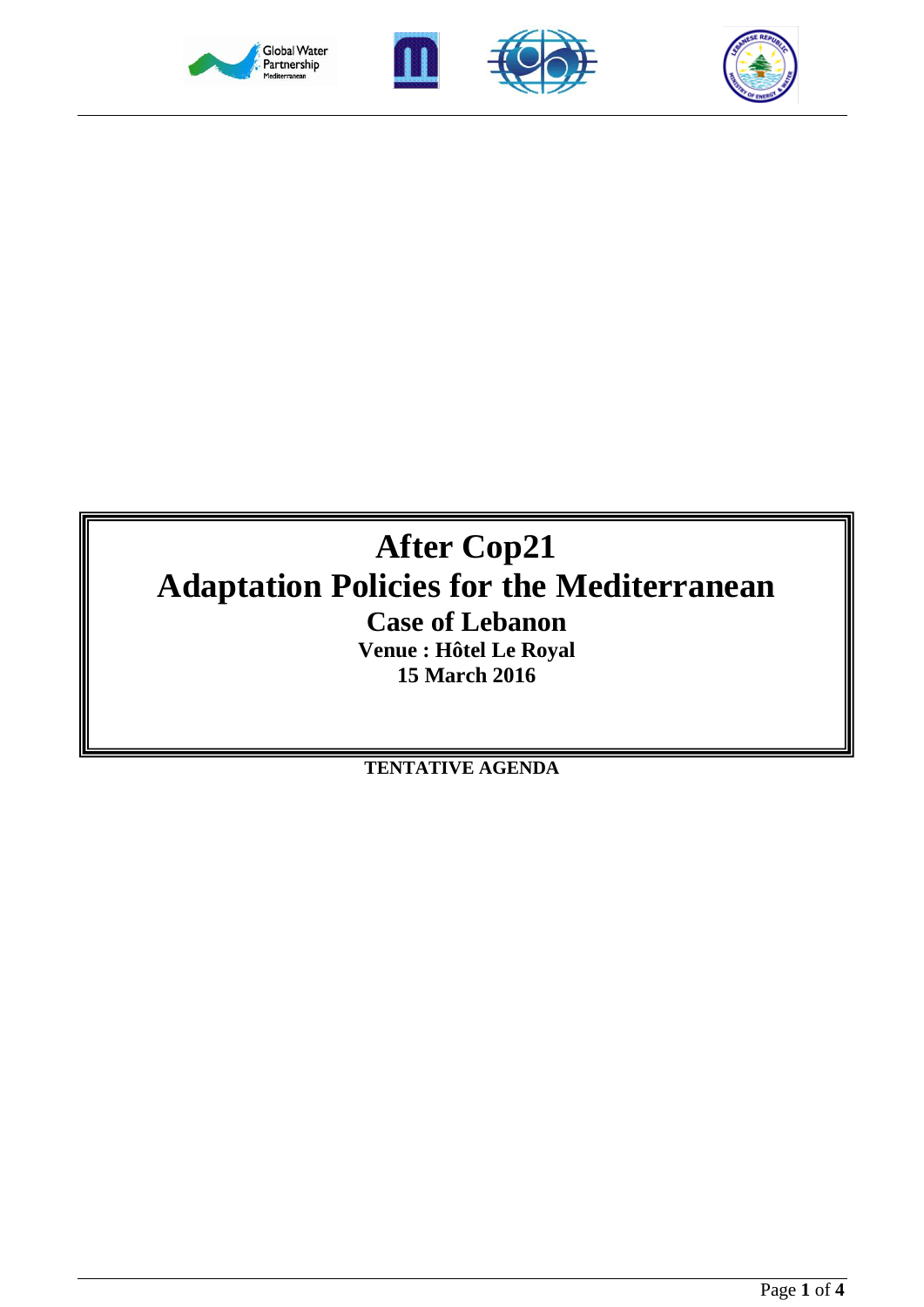# After Cop21

# Adaptation Policies for the Mediterranean

## Case of Lebanon

**Venue : Hôtel Le Royal**

**15 March 2016**

**TENTATIVE AGENDA**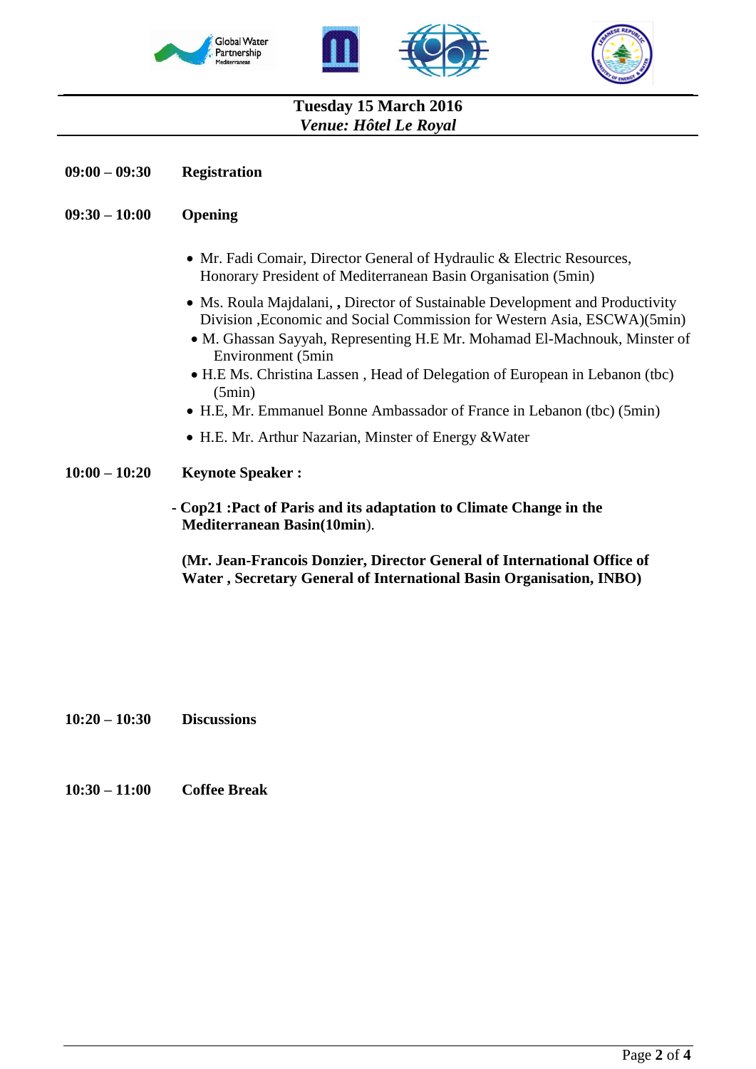**Tuesday 15 March 2016**
***Venue: Hôtel Le Royal***

**09:00 – 09:30** **Registration**

**09:30 – 10:00** **Opening**

- Mr. Fadi Comair, Director General of Hydraulic & Electric Resources, Honorary President of Mediterranean Basin Organisation (5min)
- Ms. Roula Majdalani, **,** Director of Sustainable Development and Productivity Division ,Economic and Social Commission for Western Asia, ESCWA)(5min)
- M. Ghassan Sayyah, Representing H.E Mr. Mohamad El-Machnouk, Minster of Environment (5min
- H.E Ms. Christina Lassen , Head of Delegation of European in Lebanon (tbc) (5min)
- H.E, Mr. Emmanuel Bonne Ambassador of France in Lebanon (tbc) (5min)
- H.E. Mr. Arthur Nazarian, Minster of Energy &Water

**10:00 – 10:20** **Keynote Speaker :**

**- Cop21 :Pact of Paris and its adaptation to Climate Change in the Mediterranean Basin(10min**).

**(Mr. Jean-Francois Donzier, Director General of International Office of Water , Secretary General of International Basin Organisation, INBO)**

**10:20 – 10:30** **Discussions**

**10:30 – 11:00** **Coffee Break**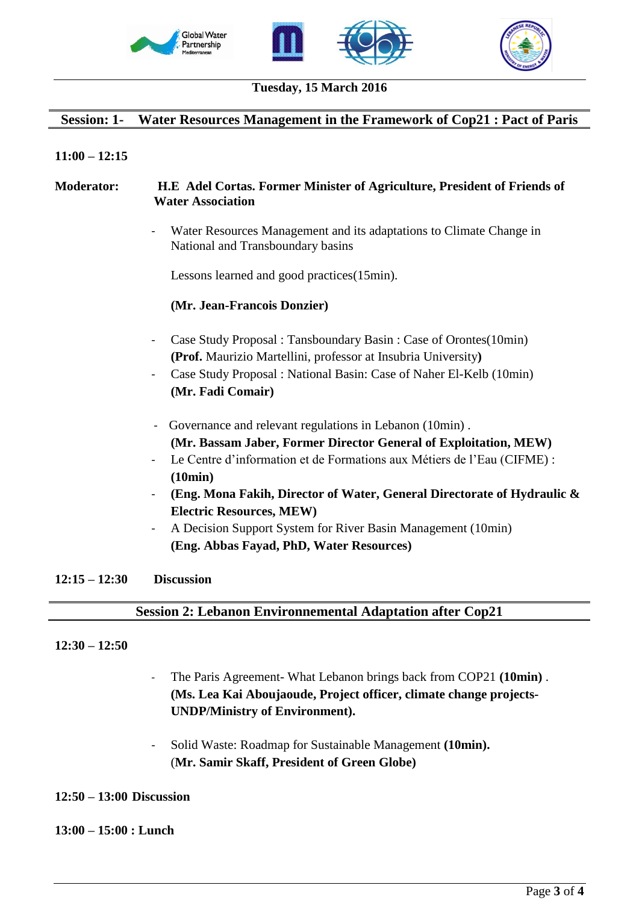**Tuesday, 15 March 2016**

## Session: 1- Water Resources Management in the Framework of Cop21 : Pact of Paris

**11:00 – 12:15**

**Moderator:** **H.E Adel Cortas. Former Minister of Agriculture, President of Friends of Water Association**

- Water Resources Management and its adaptations to Climate Change in National and Transboundary basins

  Lessons learned and good practices(15min).

  **(Mr. Jean-Francois Donzier)**

- Case Study Proposal : Tansboundary Basin : Case of Orontes(10min) **(Prof.** Maurizio Martellini, professor at Insubria University**)**
- Case Study Proposal : National Basin: Case of Naher El-Kelb (10min) **(Mr. Fadi Comair)**

- Governance and relevant regulations in Lebanon (10min) . **(Mr. Bassam Jaber, Former Director General of Exploitation, MEW)**
- Le Centre d'information et de Formations aux Métiers de l'Eau (CIFME) : **(10min)**
- **(Eng. Mona Fakih, Director of Water, General Directorate of Hydraulic & Electric Resources, MEW)**
- A Decision Support System for River Basin Management (10min) **(Eng. Abbas Fayad, PhD, Water Resources)**

**12:15 – 12:30 Discussion**

## Session 2: Lebanon Environnemental Adaptation after Cop21

**12:30 – 12:50**

- The Paris Agreement- What Lebanon brings back from COP21 **(10min)** . **(Ms. Lea Kai Aboujaoude, Project officer, climate change projects- UNDP/Ministry of Environment).**

- Solid Waste: Roadmap for Sustainable Management **(10min).** (**Mr. Samir Skaff, President of Green Globe)**

**12:50 – 13:00 Discussion**

**13:00 – 15:00 : Lunch**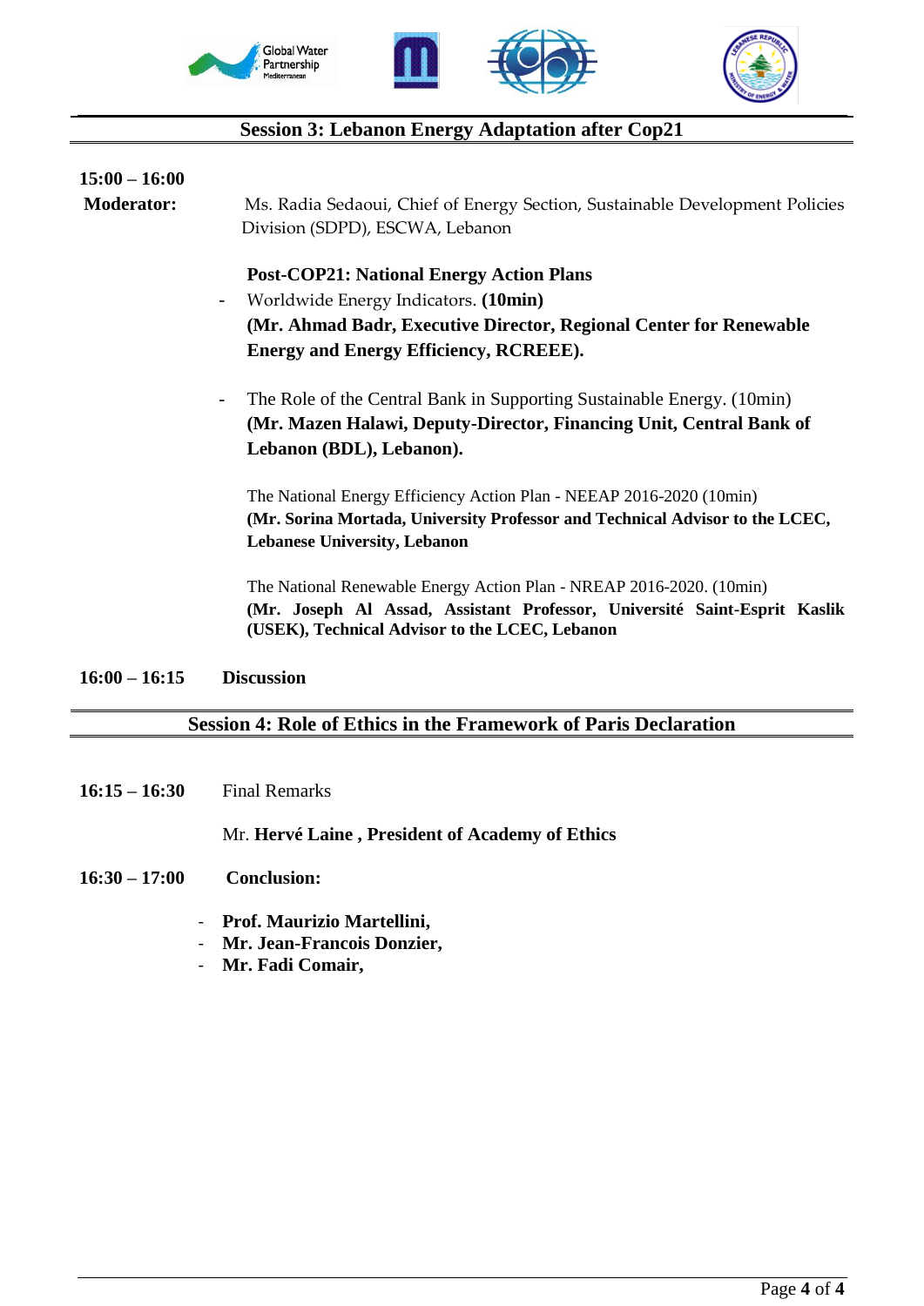## Session 3: Lebanon Energy Adaptation after Cop21

**15:00 – 16:00**

**Moderator:** Ms. Radia Sedaoui, Chief of Energy Section, Sustainable Development Policies Division (SDPD), ESCWA, Lebanon

**Post-COP21: National Energy Action Plans**

- Worldwide Energy Indicators. **(10min)**
  **(Mr. Ahmad Badr, Executive Director, Regional Center for Renewable Energy and Energy Efficiency, RCREEE).**

- The Role of the Central Bank in Supporting Sustainable Energy. (10min)
  **(Mr. Mazen Halawi, Deputy-Director, Financing Unit, Central Bank of Lebanon (BDL), Lebanon).**

  The National Energy Efficiency Action Plan - NEEAP 2016-2020 (10min)
  **(Mr. Sorina Mortada, University Professor and Technical Advisor to the LCEC, Lebanese University, Lebanon**

  The National Renewable Energy Action Plan - NREAP 2016-2020. (10min)
  **(Mr. Joseph Al Assad, Assistant Professor, Université Saint-Esprit Kaslik (USEK), Technical Advisor to the LCEC, Lebanon**

**16:00 – 16:15** **Discussion**

## Session 4: Role of Ethics in the Framework of Paris Declaration

**16:15 – 16:30** Final Remarks

Mr. **Hervé Laine , President of Academy of Ethics**

**16:30 – 17:00** **Conclusion:**

- **Prof. Maurizio Martellini,**
- **Mr. Jean-Francois Donzier,**
- **Mr. Fadi Comair,**